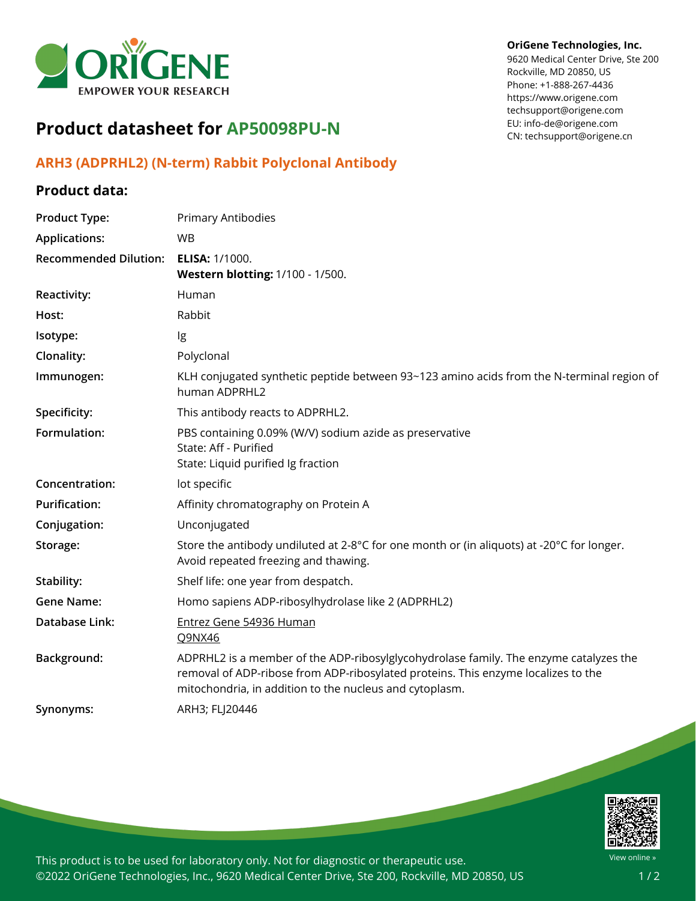OriGene Technologies, Inc.
9620 Medical Center Drive, Ste 200
Rockville, MD 20850, US
Phone: +1-888-267-4436
https://www.origene.com
techsupport@origene.com
EU: info-de@origene.com
CN: techsupport@origene.cn

# Product datasheet for AP50098PU-N

## ARH3 (ADPRHL2) (N-term) Rabbit Polyclonal Antibody

### Product data:

| | |
|---|---|
| **Product Type:** | Primary Antibodies |
| **Applications:** | WB |
| **Recommended Dilution:** | **ELISA:** 1/1000.<br>**Western blotting:** 1/100 - 1/500. |
| **Reactivity:** | Human |
| **Host:** | Rabbit |
| **Isotype:** | Ig |
| **Clonality:** | Polyclonal |
| **Immunogen:** | KLH conjugated synthetic peptide between 93~123 amino acids from the N-terminal region of human ADPRHL2 |
| **Specificity:** | This antibody reacts to ADPRHL2. |
| **Formulation:** | PBS containing 0.09% (W/V) sodium azide as preservative<br>State: Aff - Purified<br>State: Liquid purified Ig fraction |
| **Concentration:** | lot specific |
| **Purification:** | Affinity chromatography on Protein A |
| **Conjugation:** | Unconjugated |
| **Storage:** | Store the antibody undiluted at 2-8°C for one month or (in aliquots) at -20°C for longer. Avoid repeated freezing and thawing. |
| **Stability:** | Shelf life: one year from despatch. |
| **Gene Name:** | Homo sapiens ADP-ribosylhydrolase like 2 (ADPRHL2) |
| **Database Link:** | Entrez Gene 54936 Human<br>Q9NX46 |
| **Background:** | ADPRHL2 is a member of the ADP-ribosylglycohydrolase family. The enzyme catalyzes the removal of ADP-ribose from ADP-ribosylated proteins. This enzyme localizes to the mitochondria, in addition to the nucleus and cytoplasm. |
| **Synonyms:** | ARH3; FLJ20446 |

This product is to be used for laboratory only. Not for diagnostic or therapeutic use.
©2022 OriGene Technologies, Inc., 9620 Medical Center Drive, Ste 200, Rockville, MD 20850, US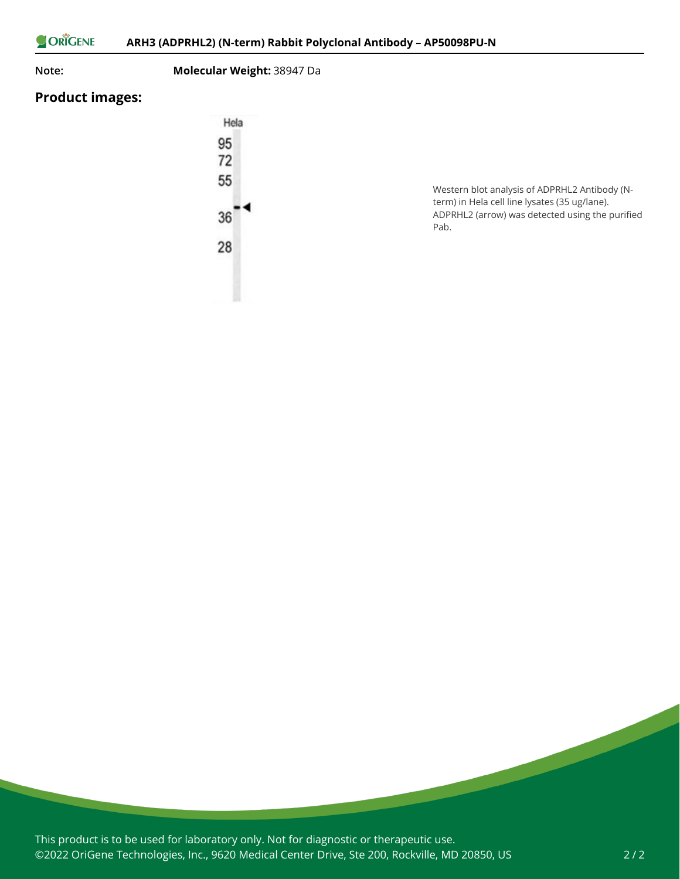**Note:** **Molecular Weight:** 38947 Da

## Product images:

Hela

95

72

55

36

28

Western blot analysis of ADPRHL2 Antibody (N-term) in Hela cell line lysates (35 ug/lane). ADPRHL2 (arrow) was detected using the purified Pab.

This product is to be used for laboratory only. Not for diagnostic or therapeutic use.
©2022 OriGene Technologies, Inc., 9620 Medical Center Drive, Ste 200, Rockville, MD 20850, US